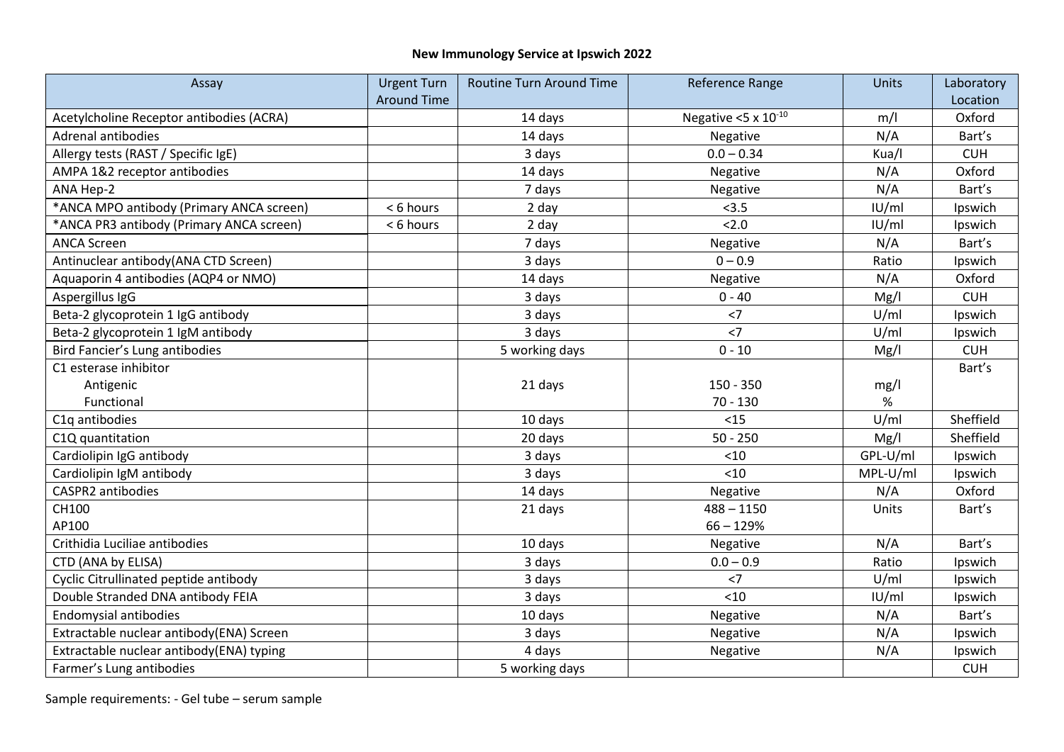# New Immunology Service at Ipswich 2022

| Assay | Urgent Turn Around Time | Routine Turn Around Time | Reference Range | Units | Laboratory Location |
|---|---|---|---|---|---|
| Acetylcholine Receptor antibodies (ACRA) | | 14 days | Negative $<5 \times 10^{-10}$ | m/l | Oxford |
| Adrenal antibodies | | 14 days | Negative | N/A | Bart's |
| Allergy tests (RAST / Specific IgE) | | 3 days | 0.0 – 0.34 | Kua/l | CUH |
| AMPA 1&2 receptor antibodies | | 14 days | Negative | N/A | Oxford |
| ANA Hep-2 | | 7 days | Negative | N/A | Bart's |
| *ANCA MPO antibody (Primary ANCA screen) | < 6 hours | 2 day | <3.5 | IU/ml | Ipswich |
| *ANCA PR3 antibody (Primary ANCA screen) | < 6 hours | 2 day | <2.0 | IU/ml | Ipswich |
| ANCA Screen | | 7 days | Negative | N/A | Bart's |
| Antinuclear antibody(ANA CTD Screen) | | 3 days | 0 – 0.9 | Ratio | Ipswich |
| Aquaporin 4 antibodies (AQP4 or NMO) | | 14 days | Negative | N/A | Oxford |
| Aspergillus IgG | | 3 days | 0 - 40 | Mg/l | CUH |
| Beta-2 glycoprotein 1 IgG antibody | | 3 days | <7 | U/ml | Ipswich |
| Beta-2 glycoprotein 1 IgM antibody | | 3 days | <7 | U/ml | Ipswich |
| Bird Fancier's Lung antibodies | | 5 working days | 0 - 10 | Mg/l | CUH |
| C1 esterase inhibitor<br>Antigenic<br>Functional | | 21 days | 150 - 350<br>70 - 130 | mg/l<br>% | Bart's |
| C1q antibodies | | 10 days | <15 | U/ml | Sheffield |
| C1Q quantitation | | 20 days | 50 - 250 | Mg/l | Sheffield |
| Cardiolipin IgG antibody | | 3 days | <10 | GPL-U/ml | Ipswich |
| Cardiolipin IgM antibody | | 3 days | <10 | MPL-U/ml | Ipswich |
| CASPR2 antibodies | | 14 days | Negative | N/A | Oxford |
| CH100<br>AP100 | | 21 days | 488 – 1150<br>66 – 129% | Units | Bart's |
| Crithidia Luciliae antibodies | | 10 days | Negative | N/A | Bart's |
| CTD (ANA by ELISA) | | 3 days | 0.0 – 0.9 | Ratio | Ipswich |
| Cyclic Citrullinated peptide antibody | | 3 days | <7 | U/ml | Ipswich |
| Double Stranded DNA antibody FEIA | | 3 days | <10 | IU/ml | Ipswich |
| Endomysial antibodies | | 10 days | Negative | N/A | Bart's |
| Extractable nuclear antibody(ENA) Screen | | 3 days | Negative | N/A | Ipswich |
| Extractable nuclear antibody(ENA) typing | | 4 days | Negative | N/A | Ipswich |
| Farmer's Lung antibodies | | 5 working days | | | CUH |

Sample requirements: - Gel tube – serum sample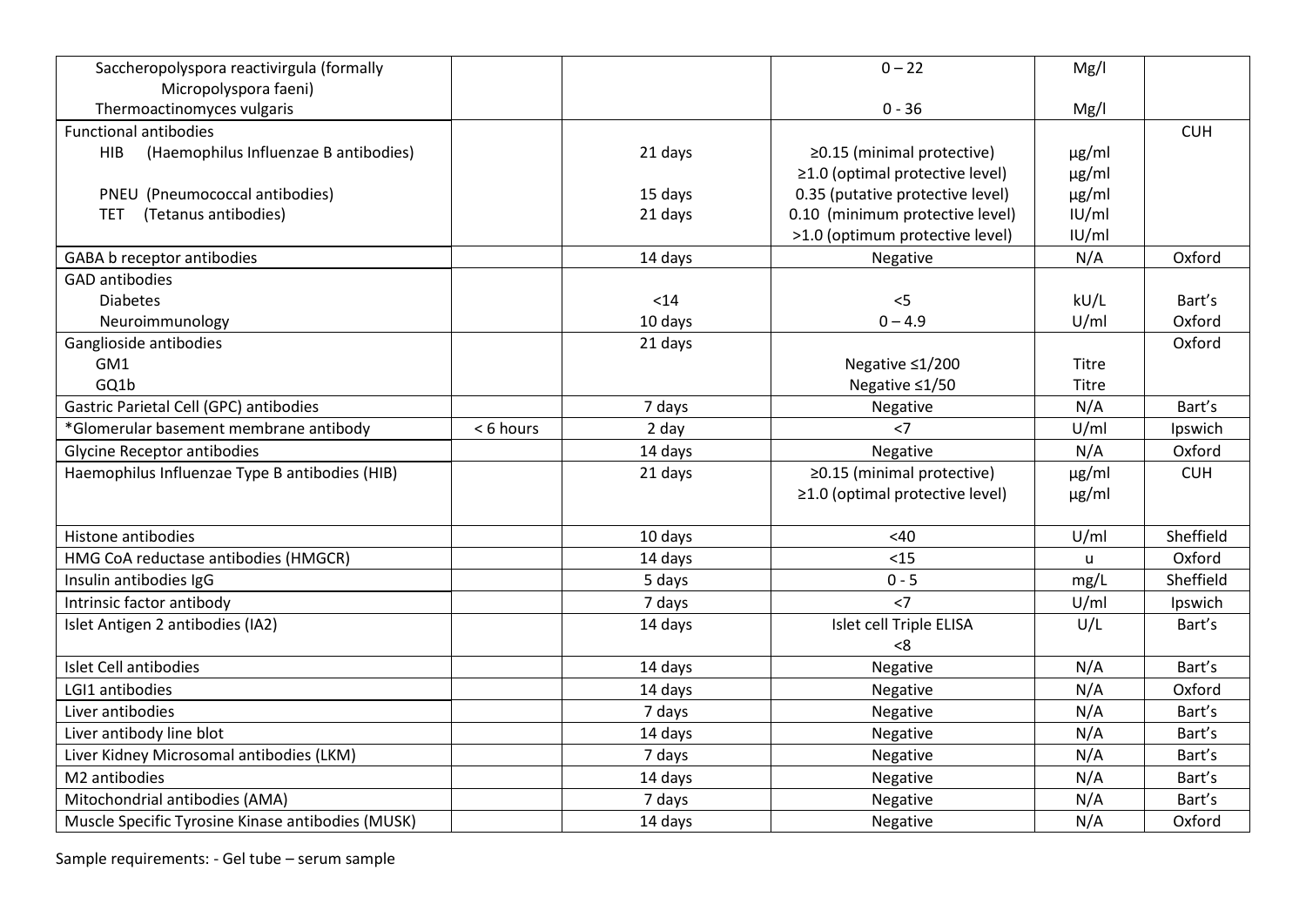| | | | | | |
|---|---|---|---|---|---|
| Saccheropolyspora reactivirgula (formally Micropolyspora faeni) | | | 0 – 22 | Mg/l | |
| Thermoactinomyces vulgaris | | | 0 - 36 | Mg/l | |
| Functional antibodies | | | | | CUH |
| HIB (Haemophilus Influenzae B antibodies) | | 21 days | ≥0.15 (minimal protective) | µg/ml | |
| | | | ≥1.0 (optimal protective level) | µg/ml | |
| PNEU (Pneumococcal antibodies) | | 15 days | 0.35 (putative protective level) | µg/ml | |
| TET (Tetanus antibodies) | | 21 days | 0.10 (minimum protective level) | IU/ml | |
| | | | >1.0 (optimum protective level) | IU/ml | |
| GABA b receptor antibodies | | 14 days | Negative | N/A | Oxford |
| GAD antibodies | | | | | |
| Diabetes | | <14 | <5 | kU/L | Bart's |
| Neuroimmunology | | 10 days | 0 – 4.9 | U/ml | Oxford |
| Ganglioside antibodies | | 21 days | | | Oxford |
| GM1 | | | Negative ≤1/200 | Titre | |
| GQ1b | | | Negative ≤1/50 | Titre | |
| Gastric Parietal Cell (GPC) antibodies | | 7 days | Negative | N/A | Bart's |
| *Glomerular basement membrane antibody | < 6 hours | 2 day | <7 | U/ml | Ipswich |
| Glycine Receptor antibodies | | 14 days | Negative | N/A | Oxford |
| Haemophilus Influenzae Type B antibodies (HIB) | | 21 days | ≥0.15 (minimal protective) | µg/ml | CUH |
| | | | ≥1.0 (optimal protective level) | µg/ml | |
| Histone antibodies | | 10 days | <40 | U/ml | Sheffield |
| HMG CoA reductase antibodies (HMGCR) | | 14 days | <15 | u | Oxford |
| Insulin antibodies IgG | | 5 days | 0 - 5 | mg/L | Sheffield |
| Intrinsic factor antibody | | 7 days | <7 | U/ml | Ipswich |
| Islet Antigen 2 antibodies (IA2) | | 14 days | Islet cell Triple ELISA <8 | U/L | Bart's |
| Islet Cell antibodies | | 14 days | Negative | N/A | Bart's |
| LGI1 antibodies | | 14 days | Negative | N/A | Oxford |
| Liver antibodies | | 7 days | Negative | N/A | Bart's |
| Liver antibody line blot | | 14 days | Negative | N/A | Bart's |
| Liver Kidney Microsomal antibodies (LKM) | | 7 days | Negative | N/A | Bart's |
| M2 antibodies | | 14 days | Negative | N/A | Bart's |
| Mitochondrial antibodies (AMA) | | 7 days | Negative | N/A | Bart's |
| Muscle Specific Tyrosine Kinase antibodies (MUSK) | | 14 days | Negative | N/A | Oxford |

Sample requirements: - Gel tube – serum sample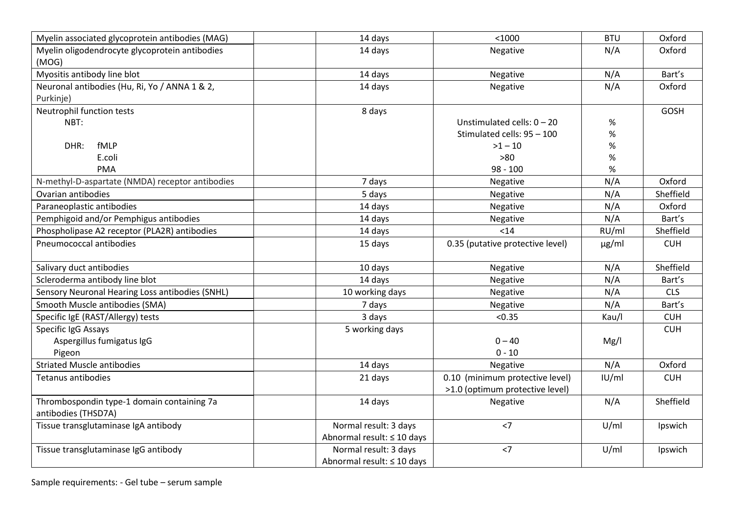| | | | | | |
|---|---|---|---|---|---|
| Myelin associated glycoprotein antibodies (MAG) | | 14 days | <1000 | BTU | Oxford |
| Myelin oligodendrocyte glycoprotein antibodies (MOG) | | 14 days | Negative | N/A | Oxford |
| Myositis antibody line blot | | 14 days | Negative | N/A | Bart's |
| Neuronal antibodies (Hu, Ri, Yo / ANNA 1 & 2, Purkinje) | | 14 days | Negative | N/A | Oxford |
| Neutrophil function tests<br>NBT:<br><br>DHR: fMLP<br>E.coli<br>PMA | | 8 days | <br>Unstimulated cells: 0 – 20<br>Stimulated cells: 95 – 100<br>>1 – 10<br>>80<br>98 - 100 | <br>%<br>%<br>%<br>%<br>% | GOSH |
| N-methyl-D-aspartate (NMDA) receptor antibodies | | 7 days | Negative | N/A | Oxford |
| Ovarian antibodies | | 5 days | Negative | N/A | Sheffield |
| Paraneoplastic antibodies | | 14 days | Negative | N/A | Oxford |
| Pemphigoid and/or Pemphigus antibodies | | 14 days | Negative | N/A | Bart's |
| Phospholipase A2 receptor (PLA2R) antibodies | | 14 days | <14 | RU/ml | Sheffield |
| Pneumococcal antibodies | | 15 days | 0.35 (putative protective level) | μg/ml | CUH |
| Salivary duct antibodies | | 10 days | Negative | N/A | Sheffield |
| Scleroderma antibody line blot | | 14 days | Negative | N/A | Bart's |
| Sensory Neuronal Hearing Loss antibodies (SNHL) | | 10 working days | Negative | N/A | CLS |
| Smooth Muscle antibodies (SMA) | | 7 days | Negative | N/A | Bart's |
| Specific IgE (RAST/Allergy) tests | | 3 days | <0.35 | Kau/l | CUH |
| Specific IgG Assays<br>Aspergillus fumigatus IgG<br>Pigeon | | 5 working days | <br>0 – 40<br>0 - 10 | <br>Mg/l | CUH |
| Striated Muscle antibodies | | 14 days | Negative | N/A | Oxford |
| Tetanus antibodies | | 21 days | 0.10 (minimum protective level)<br>>1.0 (optimum protective level) | IU/ml | CUH |
| Thrombospondin type-1 domain containing 7a antibodies (THSD7A) | | 14 days | Negative | N/A | Sheffield |
| Tissue transglutaminase IgA antibody | | Normal result: 3 days<br>Abnormal result: ≤ 10 days | <7 | U/ml | Ipswich |
| Tissue transglutaminase IgG antibody | | Normal result: 3 days<br>Abnormal result: ≤ 10 days | <7 | U/ml | Ipswich |

Sample requirements: - Gel tube – serum sample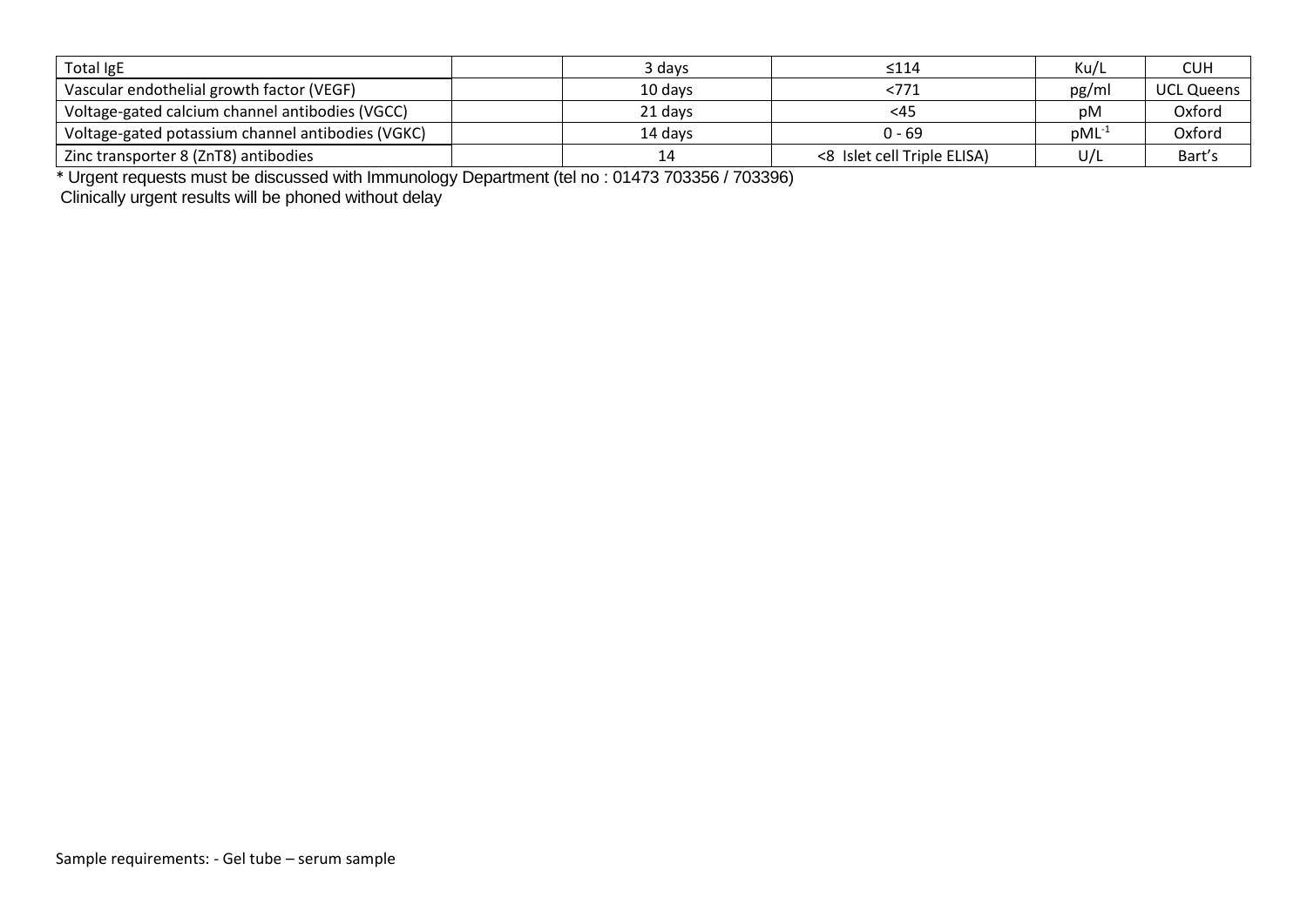| | | | | | |
|---|---|---|---|---|---|
| Total IgE | | 3 days | ≤114 | Ku/L | CUH |
| Vascular endothelial growth factor (VEGF) | | 10 days | <771 | pg/ml | UCL Queens |
| Voltage-gated calcium channel antibodies (VGCC) | | 21 days | <45 | pM | Oxford |
| Voltage-gated potassium channel antibodies (VGKC) | | 14 days | 0 - 69 | $pML^{-1}$ | Oxford |
| Zinc transporter 8 (ZnT8) antibodies | | 14 | <8 Islet cell Triple ELISA) | U/L | Bart's |

* Urgent requests must be discussed with Immunology Department (tel no : 01473 703356 / 703396)
Clinically urgent results will be phoned without delay

Sample requirements: - Gel tube – serum sample